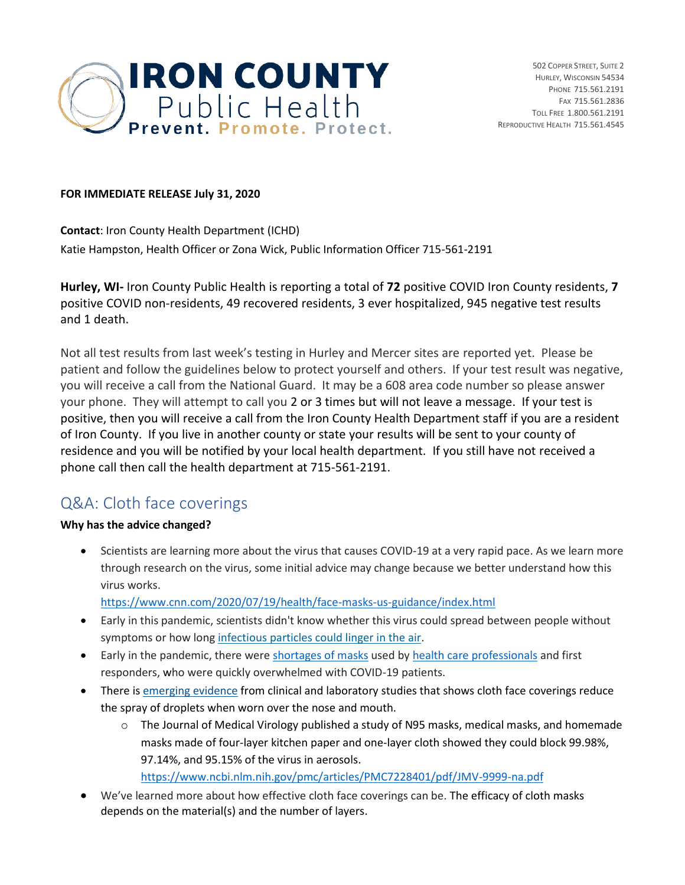# IRON COUNTY Public Health

**Prevent. Promote. Protect.**

502 Copper Street, Suite 2
Hurley, Wisconsin 54534
Phone 715.561.2191
Fax 715.561.2836
Toll Free 1.800.561.2191
Reproductive Health 715.561.4545

**FOR IMMEDIATE RELEASE July 31, 2020**

**Contact**: Iron County Health Department (ICHD)
Katie Hampston, Health Officer or Zona Wick, Public Information Officer 715-561-2191

**Hurley, WI-** Iron County Public Health is reporting a total of **72** positive COVID Iron County residents, **7** positive COVID non-residents, 49 recovered residents, 3 ever hospitalized, 945 negative test results and 1 death.

Not all test results from last week's testing in Hurley and Mercer sites are reported yet. Please be patient and follow the guidelines below to protect yourself and others. If your test result was negative, you will receive a call from the National Guard. It may be a 608 area code number so please answer your phone. They will attempt to call you 2 or 3 times but will not leave a message. If your test is positive, then you will receive a call from the Iron County Health Department staff if you are a resident of Iron County. If you live in another county or state your results will be sent to your county of residence and you will be notified by your local health department. If you still have not received a phone call then call the health department at 715-561-2191.

## Q&A: Cloth face coverings

**Why has the advice changed?**

- Scientists are learning more about the virus that causes COVID-19 at a very rapid pace. As we learn more through research on the virus, some initial advice may change because we better understand how this virus works.
  https://www.cnn.com/2020/07/19/health/face-masks-us-guidance/index.html
- Early in this pandemic, scientists didn't know whether this virus could spread between people without symptoms or how long infectious particles could linger in the air.
- Early in the pandemic, there were shortages of masks used by health care professionals and first responders, who were quickly overwhelmed with COVID-19 patients.
- There is emerging evidence from clinical and laboratory studies that shows cloth face coverings reduce the spray of droplets when worn over the nose and mouth.
  - The Journal of Medical Virology published a study of N95 masks, medical masks, and homemade masks made of four-layer kitchen paper and one-layer cloth showed they could block 99.98%, 97.14%, and 95.15% of the virus in aerosols.
    https://www.ncbi.nlm.nih.gov/pmc/articles/PMC7228401/pdf/JMV-9999-na.pdf
- We've learned more about how effective cloth face coverings can be. The efficacy of cloth masks depends on the material(s) and the number of layers.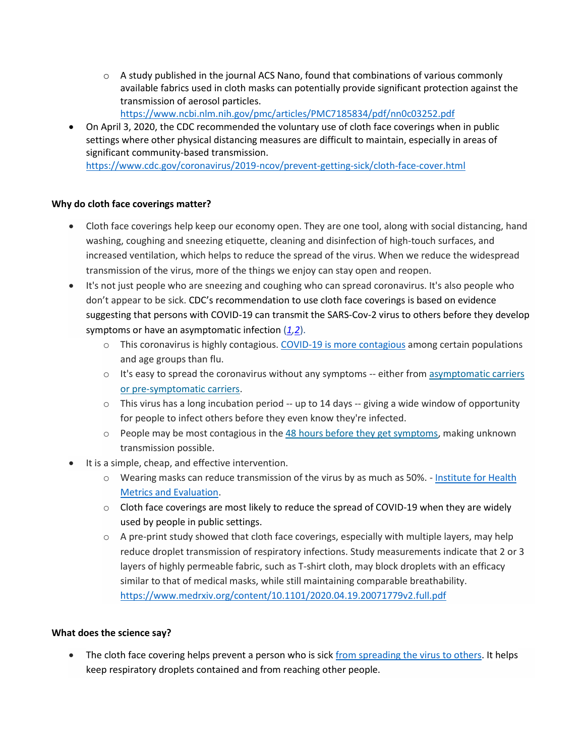- A study published in the journal ACS Nano, found that combinations of various commonly available fabrics used in cloth masks can potentially provide significant protection against the transmission of aerosol particles. https://www.ncbi.nlm.nih.gov/pmc/articles/PMC7185834/pdf/nn0c03252.pdf
- On April 3, 2020, the CDC recommended the voluntary use of cloth face coverings when in public settings where other physical distancing measures are difficult to maintain, especially in areas of significant community-based transmission. https://www.cdc.gov/coronavirus/2019-ncov/prevent-getting-sick/cloth-face-cover.html

**Why do cloth face coverings matter?**

- Cloth face coverings help keep our economy open. They are one tool, along with social distancing, hand washing, coughing and sneezing etiquette, cleaning and disinfection of high-touch surfaces, and increased ventilation, which helps to reduce the spread of the virus. When we reduce the widespread transmission of the virus, more of the things we enjoy can stay open and reopen.
- It's not just people who are sneezing and coughing who can spread coronavirus. It's also people who don't appear to be sick. CDC's recommendation to use cloth face coverings is based on evidence suggesting that persons with COVID-19 can transmit the SARS-Cov-2 virus to others before they develop symptoms or have an asymptomatic infection (*1*,*2*).
  - This coronavirus is highly contagious. COVID-19 is more contagious among certain populations and age groups than flu.
  - It's easy to spread the coronavirus without any symptoms -- either from asymptomatic carriers or pre-symptomatic carriers.
  - This virus has a long incubation period -- up to 14 days -- giving a wide window of opportunity for people to infect others before they even know they're infected.
  - People may be most contagious in the 48 hours before they get symptoms, making unknown transmission possible.
- It is a simple, cheap, and effective intervention.
  - Wearing masks can reduce transmission of the virus by as much as 50%. - Institute for Health Metrics and Evaluation.
  - Cloth face coverings are most likely to reduce the spread of COVID-19 when they are widely used by people in public settings.
  - A pre-print study showed that cloth face coverings, especially with multiple layers, may help reduce droplet transmission of respiratory infections. Study measurements indicate that 2 or 3 layers of highly permeable fabric, such as T-shirt cloth, may block droplets with an efficacy similar to that of medical masks, while still maintaining comparable breathability. https://www.medrxiv.org/content/10.1101/2020.04.19.20071779v2.full.pdf

**What does the science say?**

- The cloth face covering helps prevent a person who is sick from spreading the virus to others. It helps keep respiratory droplets contained and from reaching other people.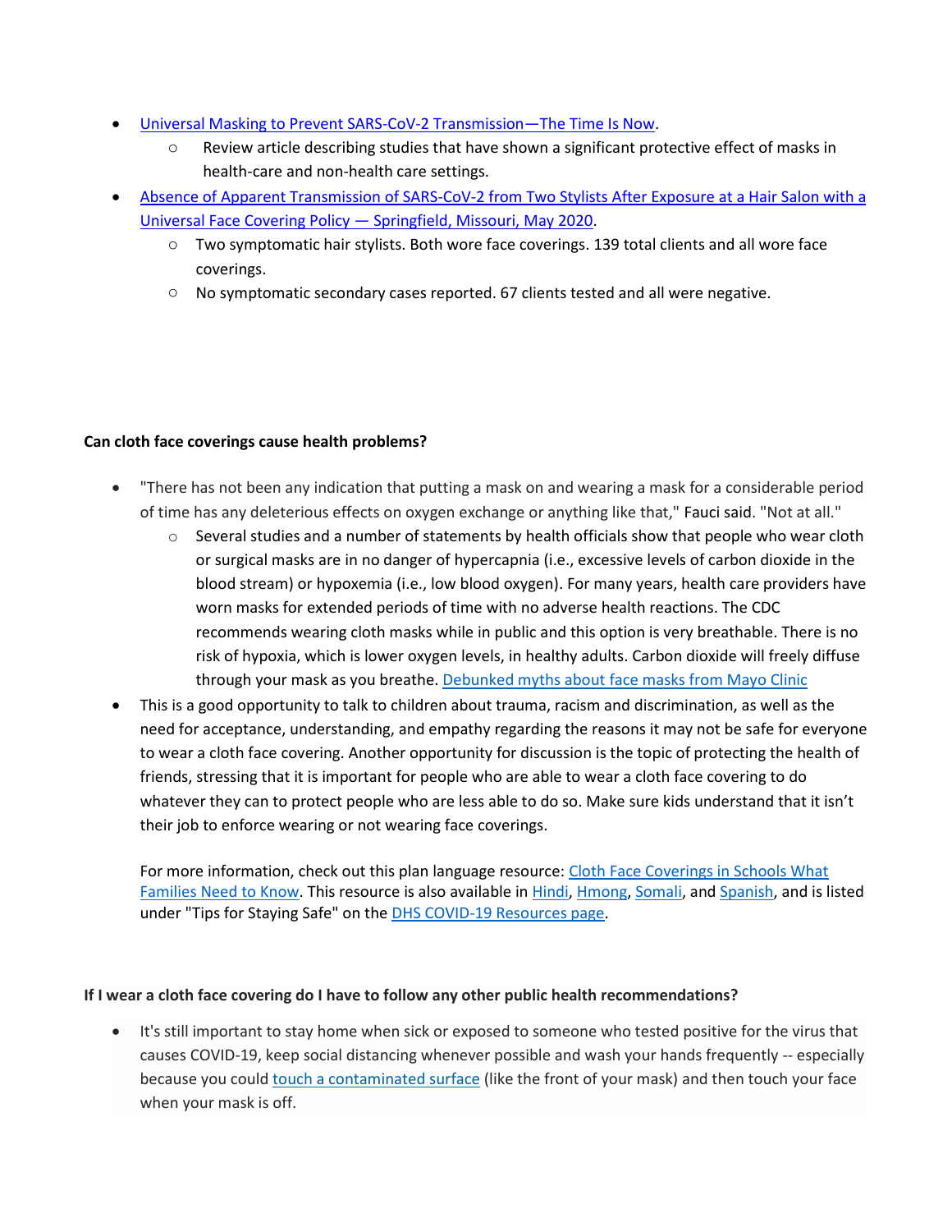- [Universal Masking to Prevent SARS-CoV-2 Transmission—The Time Is Now]().
    - Review article describing studies that have shown a significant protective effect of masks in health-care and non-health care settings.
- [Absence of Apparent Transmission of SARS-CoV-2 from Two Stylists After Exposure at a Hair Salon with a Universal Face Covering Policy — Springfield, Missouri, May 2020]().
    - Two symptomatic hair stylists. Both wore face coverings. 139 total clients and all wore face coverings.
    - No symptomatic secondary cases reported. 67 clients tested and all were negative.

**Can cloth face coverings cause health problems?**

- "There has not been any indication that putting a mask on and wearing a mask for a considerable period of time has any deleterious effects on oxygen exchange or anything like that," Fauci said. "Not at all."
    - Several studies and a number of statements by health officials show that people who wear cloth or surgical masks are in no danger of hypercapnia (i.e., excessive levels of carbon dioxide in the blood stream) or hypoxemia (i.e., low blood oxygen). For many years, health care providers have worn masks for extended periods of time with no adverse health reactions. The CDC recommends wearing cloth masks while in public and this option is very breathable. There is no risk of hypoxia, which is lower oxygen levels, in healthy adults. Carbon dioxide will freely diffuse through your mask as you breathe. [Debunked myths about face masks from Mayo Clinic]()
- This is a good opportunity to talk to children about trauma, racism and discrimination, as well as the need for acceptance, understanding, and empathy regarding the reasons it may not be safe for everyone to wear a cloth face covering. Another opportunity for discussion is the topic of protecting the health of friends, stressing that it is important for people who are able to wear a cloth face covering to do whatever they can to protect people who are less able to do so. Make sure kids understand that it isn't their job to enforce wearing or not wearing face coverings.

  For more information, check out this plan language resource: [Cloth Face Coverings in Schools What Families Need to Know](). This resource is also available in [Hindi](), [Hmong](), [Somali](), and [Spanish](), and is listed under "Tips for Staying Safe" on the [DHS COVID-19 Resources page]().

**If I wear a cloth face covering do I have to follow any other public health recommendations?**

- It's still important to stay home when sick or exposed to someone who tested positive for the virus that causes COVID-19, keep social distancing whenever possible and wash your hands frequently -- especially because you could [touch a contaminated surface]() (like the front of your mask) and then touch your face when your mask is off.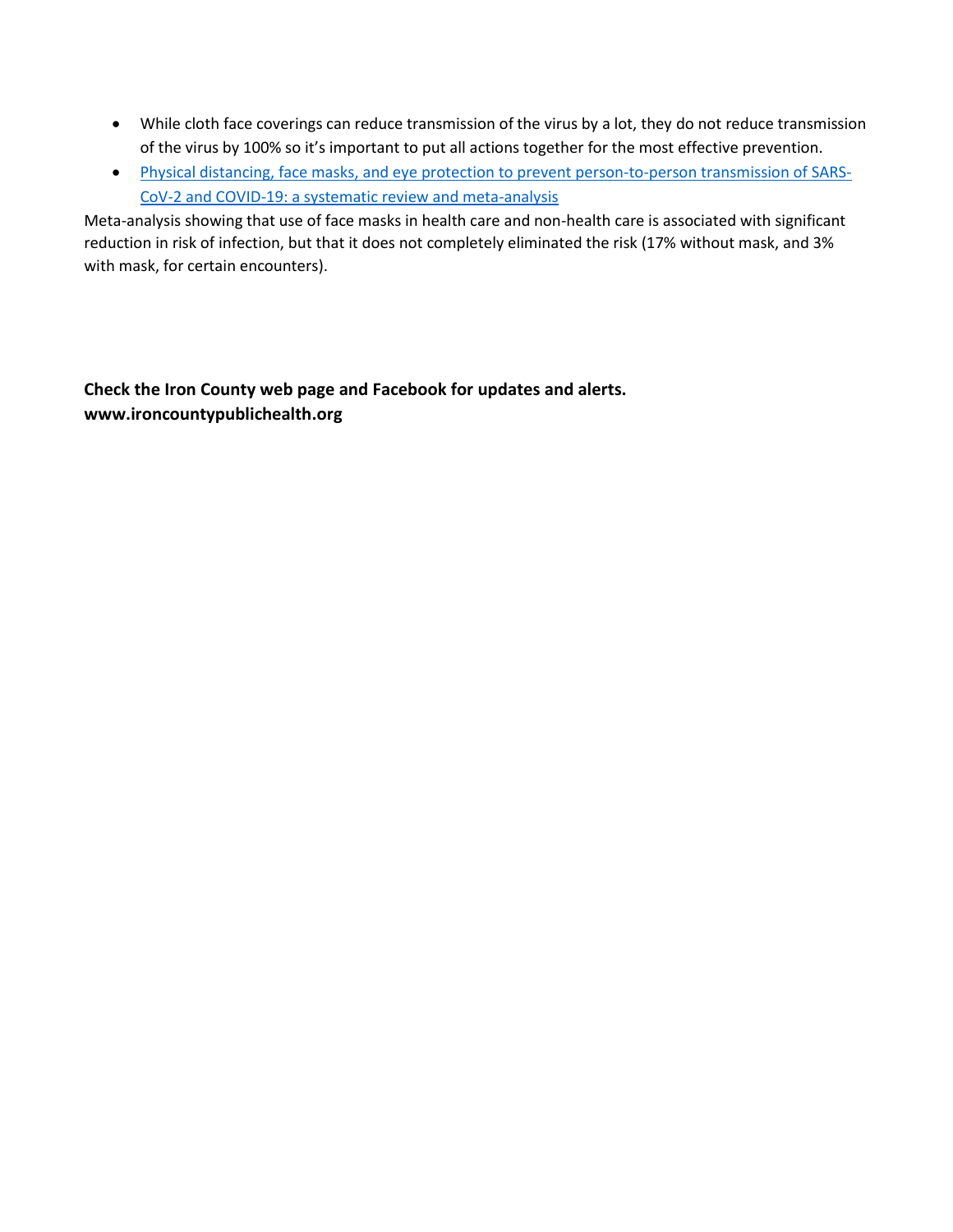- While cloth face coverings can reduce transmission of the virus by a lot, they do not reduce transmission of the virus by 100% so it's important to put all actions together for the most effective prevention.
- [Physical distancing, face masks, and eye protection to prevent person-to-person transmission of SARS-CoV-2 and COVID-19: a systematic review and meta-analysis]()

Meta-analysis showing that use of face masks in health care and non-health care is associated with significant reduction in risk of infection, but that it does not completely eliminated the risk (17% without mask, and 3% with mask, for certain encounters).

**Check the Iron County web page and Facebook for updates and alerts.**
**www.ironcountypublichealth.org**